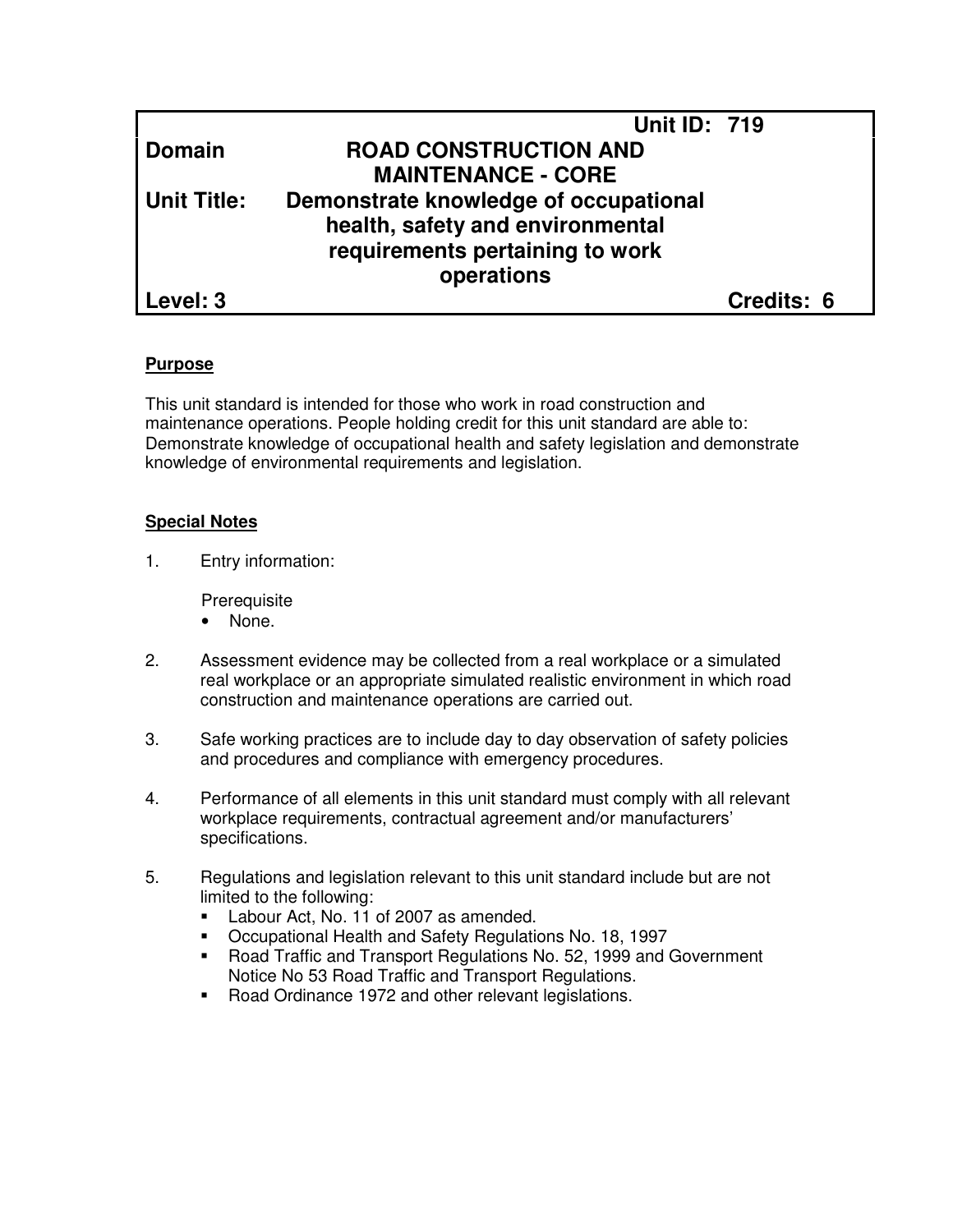| | | |
|---|---|---|
| | | **Unit ID: 719** |
| **Domain** | **ROAD CONSTRUCTION AND MAINTENANCE - CORE** | |
| **Unit Title:** | **Demonstrate knowledge of occupational health, safety and environmental requirements pertaining to work operations** | |
| **Level: 3** | | **Credits: 6** |

**Purpose**

This unit standard is intended for those who work in road construction and maintenance operations. People holding credit for this unit standard are able to: Demonstrate knowledge of occupational health and safety legislation and demonstrate knowledge of environmental requirements and legislation.

**Special Notes**

1. Entry information:

   Prerequisite
   - None.

2. Assessment evidence may be collected from a real workplace or a simulated real workplace or an appropriate simulated realistic environment in which road construction and maintenance operations are carried out.

3. Safe working practices are to include day to day observation of safety policies and procedures and compliance with emergency procedures.

4. Performance of all elements in this unit standard must comply with all relevant workplace requirements, contractual agreement and/or manufacturers' specifications.

5. Regulations and legislation relevant to this unit standard include but are not limited to the following:
   - Labour Act, No. 11 of 2007 as amended.
   - Occupational Health and Safety Regulations No. 18, 1997
   - Road Traffic and Transport Regulations No. 52, 1999 and Government Notice No 53 Road Traffic and Transport Regulations.
   - Road Ordinance 1972 and other relevant legislations.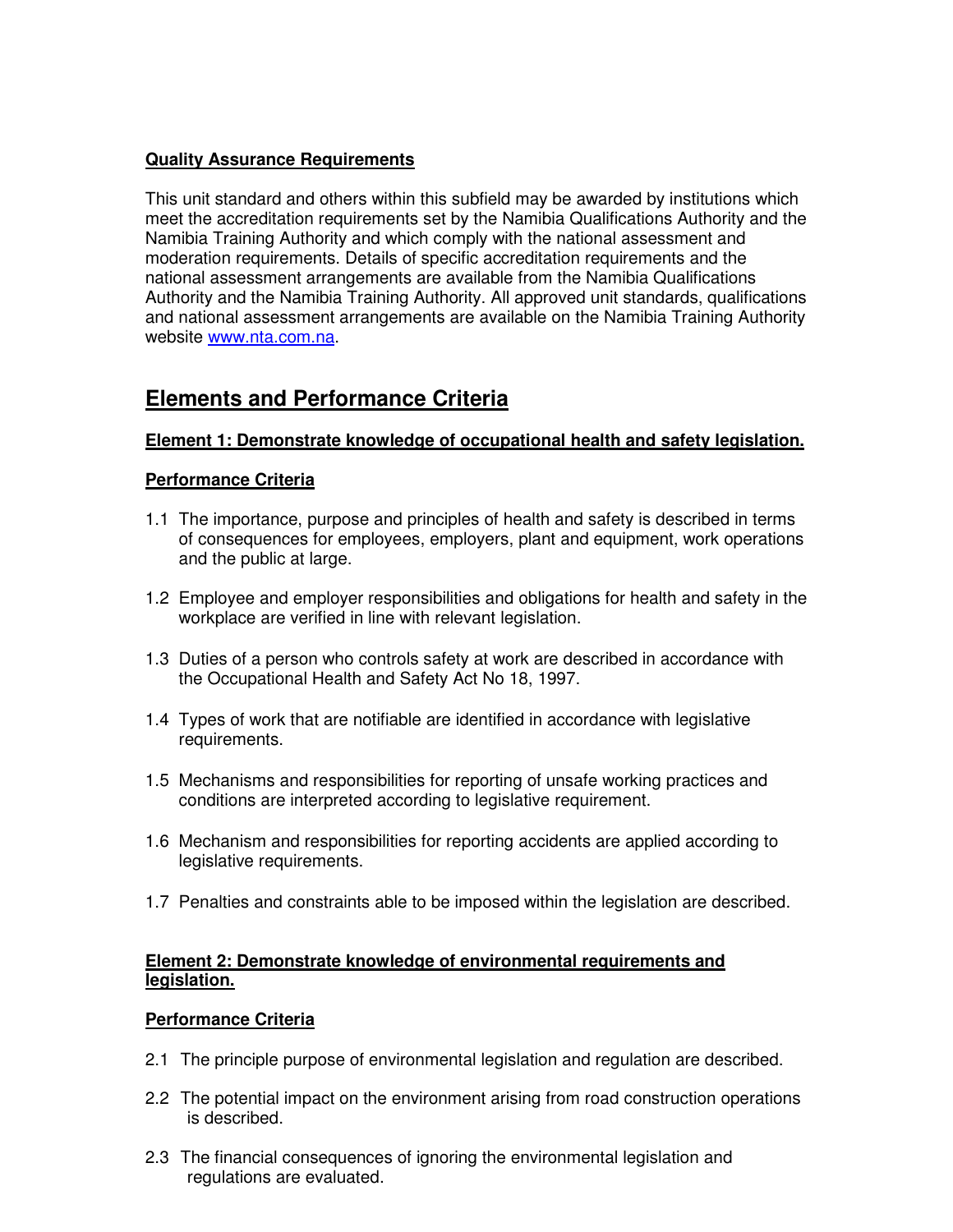**Quality Assurance Requirements**

This unit standard and others within this subfield may be awarded by institutions which meet the accreditation requirements set by the Namibia Qualifications Authority and the Namibia Training Authority and which comply with the national assessment and moderation requirements. Details of specific accreditation requirements and the national assessment arrangements are available from the Namibia Qualifications Authority and the Namibia Training Authority. All approved unit standards, qualifications and national assessment arrangements are available on the Namibia Training Authority website [www.nta.com.na](http://www.nta.com.na).

## Elements and Performance Criteria

**Element 1: Demonstrate knowledge of occupational health and safety legislation.**

**Performance Criteria**

1.1 The importance, purpose and principles of health and safety is described in terms of consequences for employees, employers, plant and equipment, work operations and the public at large.

1.2 Employee and employer responsibilities and obligations for health and safety in the workplace are verified in line with relevant legislation.

1.3 Duties of a person who controls safety at work are described in accordance with the Occupational Health and Safety Act No 18, 1997.

1.4 Types of work that are notifiable are identified in accordance with legislative requirements.

1.5 Mechanisms and responsibilities for reporting of unsafe working practices and conditions are interpreted according to legislative requirement.

1.6 Mechanism and responsibilities for reporting accidents are applied according to legislative requirements.

1.7 Penalties and constraints able to be imposed within the legislation are described.

**Element 2: Demonstrate knowledge of environmental requirements and legislation.**

**Performance Criteria**

2.1 The principle purpose of environmental legislation and regulation are described.

2.2 The potential impact on the environment arising from road construction operations is described.

2.3 The financial consequences of ignoring the environmental legislation and regulations are evaluated.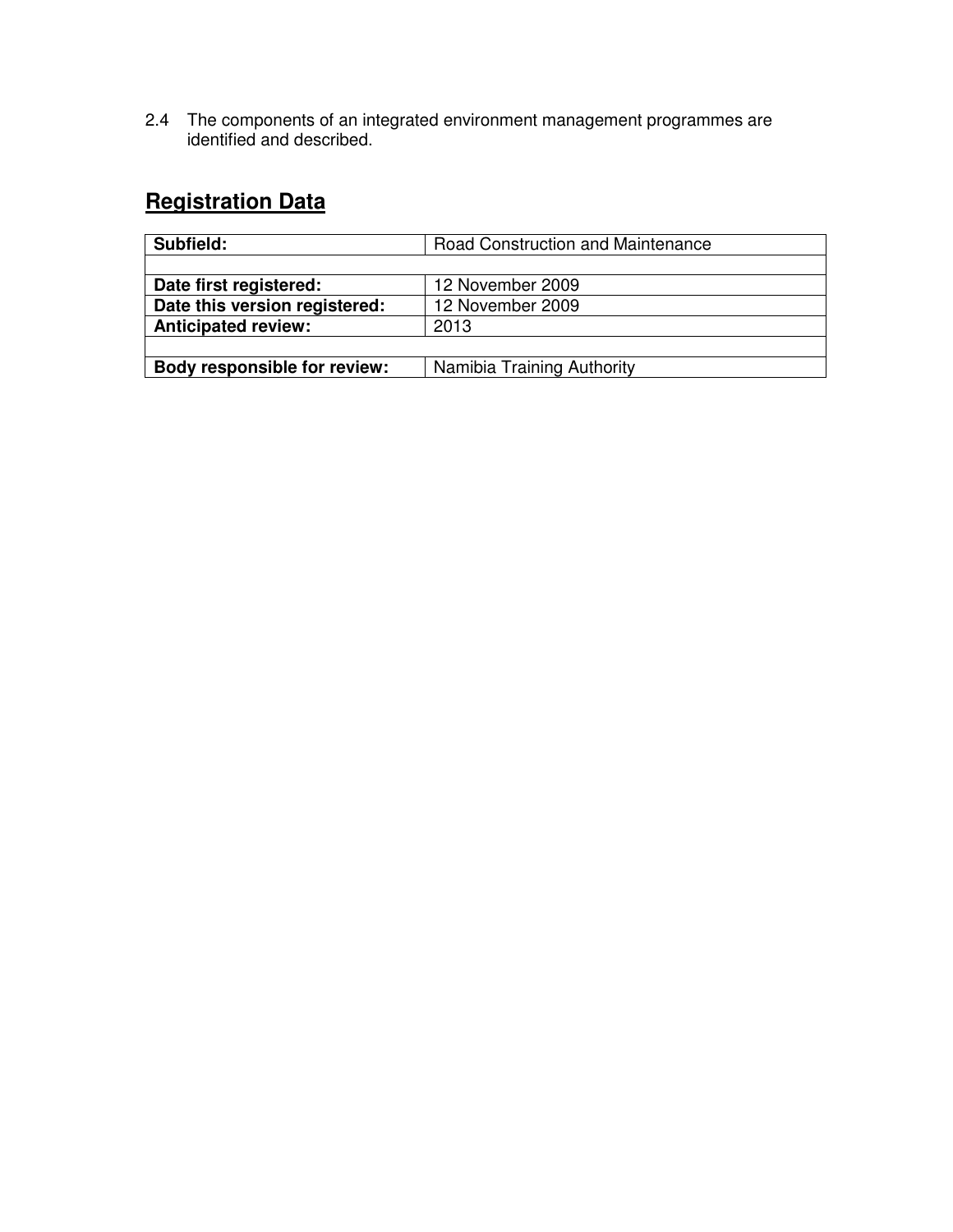2.4 The components of an integrated environment management programmes are identified and described.

## Registration Data

| | |
|---|---|
| **Subfield:** | Road Construction and Maintenance |
| | |
| **Date first registered:** | 12 November 2009 |
| **Date this version registered:** | 12 November 2009 |
| **Anticipated review:** | 2013 |
| | |
| **Body responsible for review:** | Namibia Training Authority |